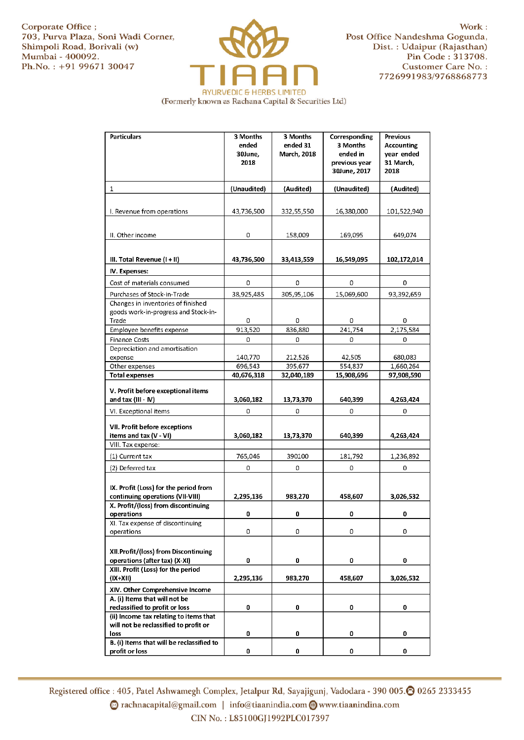Corporate Office ;
703, Purva Plaza, Soni Wadi Corner,
Shimpoli Road, Borivali (w)
Mumbai - 400092.
Ph.No. : +91 99671 30047

# TIAAN

AYURVEDIC & HERBS LIMITED
(Formerly known as Rachana Capital & Securities Ltd)

Work :
Post Office Nandeshma Gogunda,
Dist. : Udaipur (Rajasthan)
Pin Code : 313708.
Customer Care No. :
7726991983/9768868773

| Particulars | 3 Months ended 30June, 2018 | 3 Months ended 31 March, 2018 | Corresponding 3 Months ended in previous year 30June, 2017 | Previous Accounting year ended 31 March, 2018 |
|---|---|---|---|---|
| 1 | (Unaudited) | (Audited) | (Unaudited) | (Audited) |
| I. Revenue from operations | 43,736,500 | 332,55,550 | 16,380,000 | 101,522,940 |
| II. Other income | 0 | 158,009 | 169,095 | 649,074 |
| **III. Total Revenue (I + II)** | **43,736,500** | **33,413,559** | **16,549,095** | **102,172,014** |
| **IV. Expenses:** | | | | |
| Cost of materials consumed | 0 | 0 | 0 | 0 |
| Purchases of Stock-in-Trade | 38,925,485 | 305,95,106 | 15,069,600 | 93,392,659 |
| Changes in inventories of finished goods work-in-progress and Stock-in-Trade | 0 | 0 | 0 | 0 |
| Employee benefits expense | 913,520 | 836,880 | 241,754 | 2,175,584 |
| Finance Costs | 0 | 0 | 0 | 0 |
| Depreciation and amortisation expense | 140,770 | 212,526 | 42,505 | 680,083 |
| Other expenses | 696,543 | 395,677 | 554,837 | 1,660,264 |
| **Total expenses** | **40,676,318** | **32,040,189** | **15,908,696** | **97,908,590** |
| **V. Profit before exceptional items and tax (III - IV)** | **3,060,182** | **13,73,370** | **640,399** | **4,263,424** |
| VI. Exceptional items | 0 | 0 | 0 | 0 |
| **VII. Profit before exceptions items and tax (V - VI)** | **3,060,182** | **13,73,370** | **640,399** | **4,263,424** |
| VIII. Tax expense: | | | | |
| (1) Current tax | 765,046 | 390100 | 181,792 | 1,236,892 |
| (2) Deferred tax | 0 | 0 | 0 | 0 |
| **IX. Profit (Loss) for the period from continuing operations (VII-VIII)** | **2,295,136** | **983,270** | **458,607** | **3,026,532** |
| **X. Profit/(loss) from discontinuing operations** | **0** | **0** | **0** | **0** |
| XI. Tax expense of discontinuing operations | 0 | 0 | 0 | 0 |
| **XII.Profit/(loss) from Discontinuing operations (after tax) (X-XI)** | **0** | **0** | **0** | **0** |
| **XIII. Profit (Loss) for the period (IX+XII)** | **2,295,136** | **983,270** | **458,607** | **3,026,532** |
| **XIV. Other Comprehensive Income** | | | | |
| **A. (i) Items that will not be reclassified to profit or loss** | **0** | **0** | **0** | **0** |
| **(ii) Income tax relating to items that will not be reclassified to profit or loss** | **0** | **0** | **0** | **0** |
| **B. (i) Items that will be reclassified to profit or loss** | **0** | **0** | **0** | **0** |

Registered office : 405, Patel Ashwamegh Complex, Jetalpur Rd, Sayajigunj, Vadodara - 390 005. 0265 2333455
rachnacapital@gmail.com | info@tiaanindia.com www.tiaanindina.com
CIN No. : L85100GJ1992PLC017397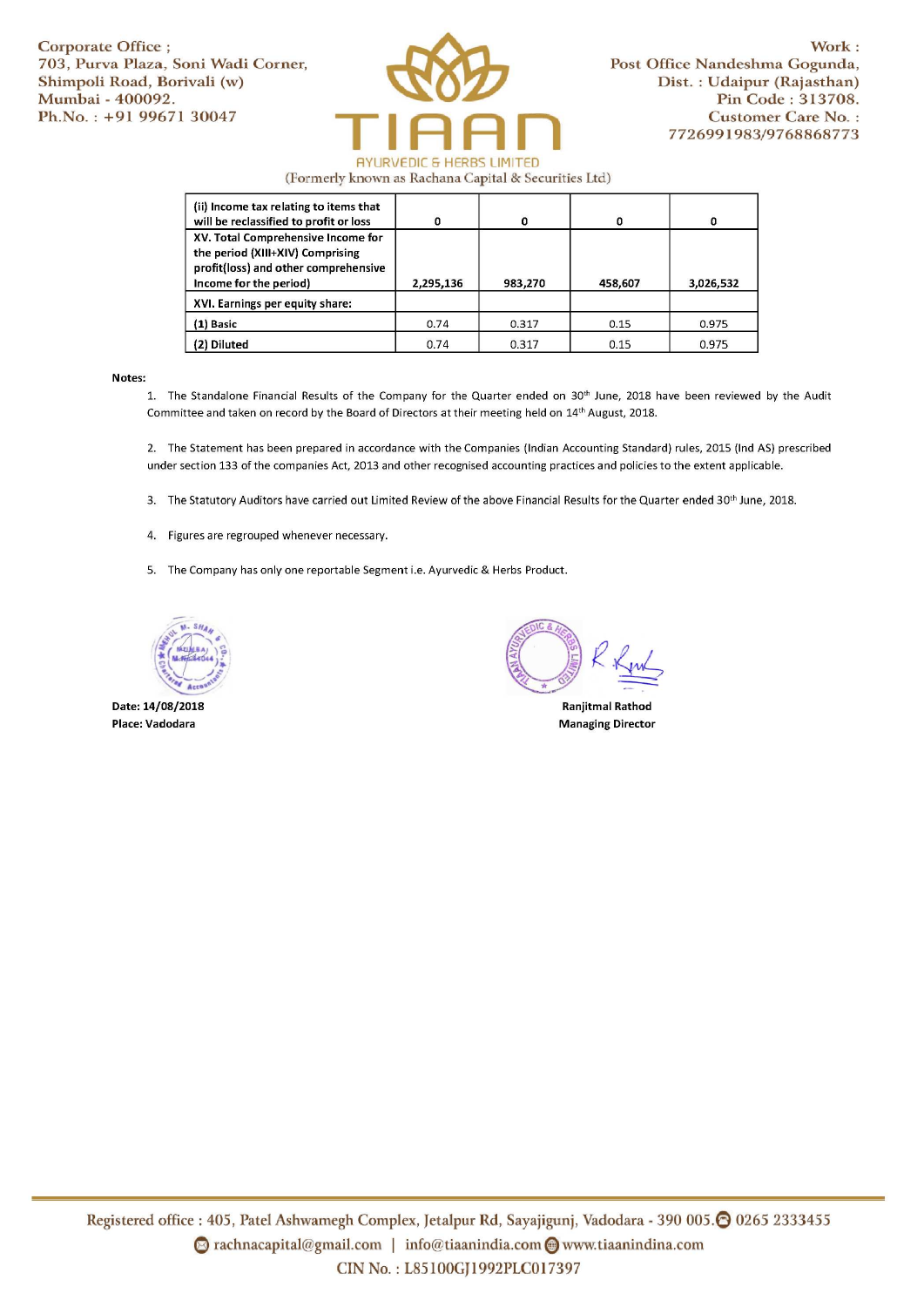Corporate Office ;
703, Purva Plaza, Soni Wadi Corner,
Shimpoli Road, Borivali (w)
Mumbai - 400092.
Ph.No. : +91 99671 30047

TIAAN
AYURVEDIC & HERBS LIMITED
(Formerly known as Rachana Capital & Securities Ltd)

Work :
Post Office Nandeshma Gogunda,
Dist. : Udaipur (Rajasthan)
Pin Code : 313708.
Customer Care No. :
7726991983/9768868773

| | | | | |
|---|---|---|---|---|
| (ii) Income tax relating to items that will be reclassified to profit or loss | 0 | 0 | 0 | 0 |
| XV. Total Comprehensive Income for the period (XIII+XIV) Comprising profit(loss) and other comprehensive Income for the period) | 2,295,136 | 983,270 | 458,607 | 3,026,532 |
| XVI. Earnings per equity share: | | | | |
| (1) Basic | 0.74 | 0.317 | 0.15 | 0.975 |
| (2) Diluted | 0.74 | 0.317 | 0.15 | 0.975 |

**Notes:**

1. The Standalone Financial Results of the Company for the Quarter ended on 30th June, 2018 have been reviewed by the Audit Committee and taken on record by the Board of Directors at their meeting held on 14th August, 2018.

2. The Statement has been prepared in accordance with the Companies (Indian Accounting Standard) rules, 2015 (Ind AS) prescribed under section 133 of the companies Act, 2013 and other recognised accounting practices and policies to the extent applicable.

3. The Statutory Auditors have carried out Limited Review of the above Financial Results for the Quarter ended 30th June, 2018.

4. Figures are regrouped whenever necessary.

5. The Company has only one reportable Segment i.e. Ayurvedic & Herbs Product.

**Date: 14/08/2018**
**Place: Vadodara**

**Ranjitmal Rathod**
**Managing Director**

Registered office : 405, Patel Ashwamegh Complex, Jetalpur Rd, Sayajigunj, Vadodara - 390 005. 0265 2333455
rachnacapital@gmail.com | info@tiaanindia.com www.tiaanindina.com
CIN No. : L85100GJ1992PLC017397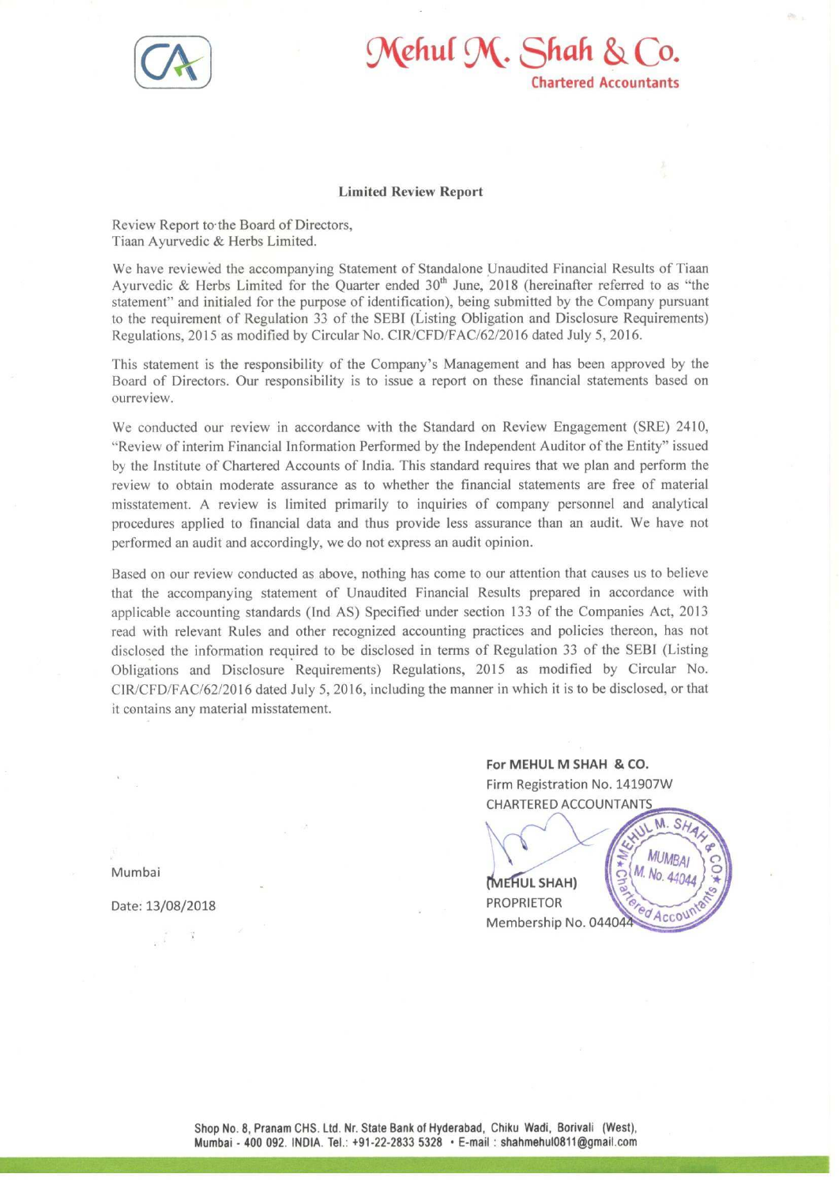# Mehul M. Shah & Co.

Chartered Accountants

## Limited Review Report

Review Report to the Board of Directors,
Tiaan Ayurvedic & Herbs Limited.

We have reviewed the accompanying Statement of Standalone Unaudited Financial Results of Tiaan Ayurvedic & Herbs Limited for the Quarter ended 30th June, 2018 (hereinafter referred to as "the statement" and initialed for the purpose of identification), being submitted by the Company pursuant to the requirement of Regulation 33 of the SEBI (Listing Obligation and Disclosure Requirements) Regulations, 2015 as modified by Circular No. CIR/CFD/FAC/62/2016 dated July 5, 2016.

This statement is the responsibility of the Company's Management and has been approved by the Board of Directors. Our responsibility is to issue a report on these financial statements based on ourreview.

We conducted our review in accordance with the Standard on Review Engagement (SRE) 2410, "Review of interim Financial Information Performed by the Independent Auditor of the Entity" issued by the Institute of Chartered Accounts of India. This standard requires that we plan and perform the review to obtain moderate assurance as to whether the financial statements are free of material misstatement. A review is limited primarily to inquiries of company personnel and analytical procedures applied to financial data and thus provide less assurance than an audit. We have not performed an audit and accordingly, we do not express an audit opinion.

Based on our review conducted as above, nothing has come to our attention that causes us to believe that the accompanying statement of Unaudited Financial Results prepared in accordance with applicable accounting standards (Ind AS) Specified under section 133 of the Companies Act, 2013 read with relevant Rules and other recognized accounting practices and policies thereon, has not disclosed the information required to be disclosed in terms of Regulation 33 of the SEBI (Listing Obligations and Disclosure Requirements) Regulations, 2015 as modified by Circular No. CIR/CFD/FAC/62/2016 dated July 5, 2016, including the manner in which it is to be disclosed, or that it contains any material misstatement.

**For MEHUL M SHAH & CO.**
Firm Registration No. 141907W
CHARTERED ACCOUNTANTS

**(MEHUL SHAH)**
PROPRIETOR
Membership No. 044044

Mumbai

Date: 13/08/2018

Shop No. 8, Pranam CHS. Ltd. Nr. State Bank of Hyderabad, Chiku Wadi, Borivali (West), Mumbai - 400 092. INDIA. Tel.: +91-22-2833 5328 • E-mail : shahmehul0811@gmail.com